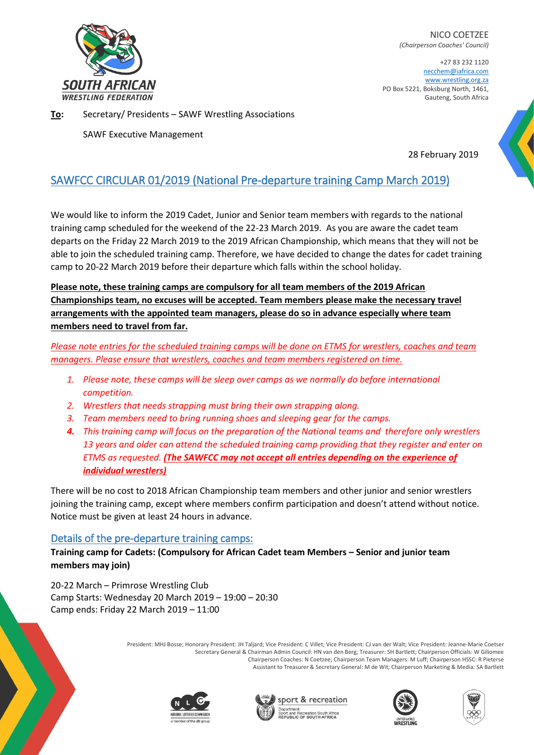SOUTH AFRICAN WRESTLING FEDERATION

NICO COETZEE
*(Chairperson Coaches' Council)*

+27 83 232 1120
necchem@iafrica.com
www.wrestling.org.za
PO Box 5221, Boksburg North, 1461,
Gauteng, South Africa

**To:** Secretary/ Presidents – SAWF Wrestling Associations

SAWF Executive Management

28 February 2019

## SAWFCC CIRCULAR 01/2019 (National Pre-departure training Camp March 2019)

We would like to inform the 2019 Cadet, Junior and Senior team members with regards to the national training camp scheduled for the weekend of the 22-23 March 2019. As you are aware the cadet team departs on the Friday 22 March 2019 to the 2019 African Championship, which means that they will not be able to join the scheduled training camp. Therefore, we have decided to change the dates for cadet training camp to 20-22 March 2019 before their departure which falls within the school holiday.

**Please note, these training camps are compulsory for all team members of the 2019 African Championships team, no excuses will be accepted. Team members please make the necessary travel arrangements with the appointed team managers, please do so in advance especially where team members need to travel from far.**

*Please note entries for the scheduled training camps will be done on ETMS for wrestlers, coaches and team managers. Please ensure that wrestlers, coaches and team members registered on time.*

1. *Please note, these camps will be sleep over camps as we normally do before international competition.*
2. *Wrestlers that needs strapping must bring their own strapping along.*
3. *Team members need to bring running shoes and sleeping gear for the camps.*
4. *This training camp will focus on the preparation of the National teams and therefore only wrestlers 13 years and older can attend the scheduled training camp providing that they register and enter on ETMS as requested.* ***(The SAWFCC may not accept all entries depending on the experience of individual wrestlers)***

There will be no cost to 2018 African Championship team members and other junior and senior wrestlers joining the training camp, except where members confirm participation and doesn't attend without notice. Notice must be given at least 24 hours in advance.

### Details of the pre-departure training camps:

**Training camp for Cadets: (Compulsory for African Cadet team Members – Senior and junior team members may join)**

20-22 March – Primrose Wrestling Club
Camp Starts: Wednesday 20 March 2019 – 19:00 – 20:30
Camp ends: Friday 22 March 2019 – 11:00

President: MHJ Bosse; Honorary President: JH Taljard; Vice President: C Villet; Vice President: CJ van der Walt; Vice President: Jeanne-Marie Coetser
Secretary General & Chairman Admin Council: HN van den Berg; Treasurer: SH Bartlett; Chairperson Officials: W Giliomee
Chairperson Coaches: N Coetzee; Chairperson Team Managers: M Luff; Chairperson HSSC: R Pieterse
Assistant to Treasurer & Secretary General: M de Wit; Chairperson Marketing & Media: SA Bartlett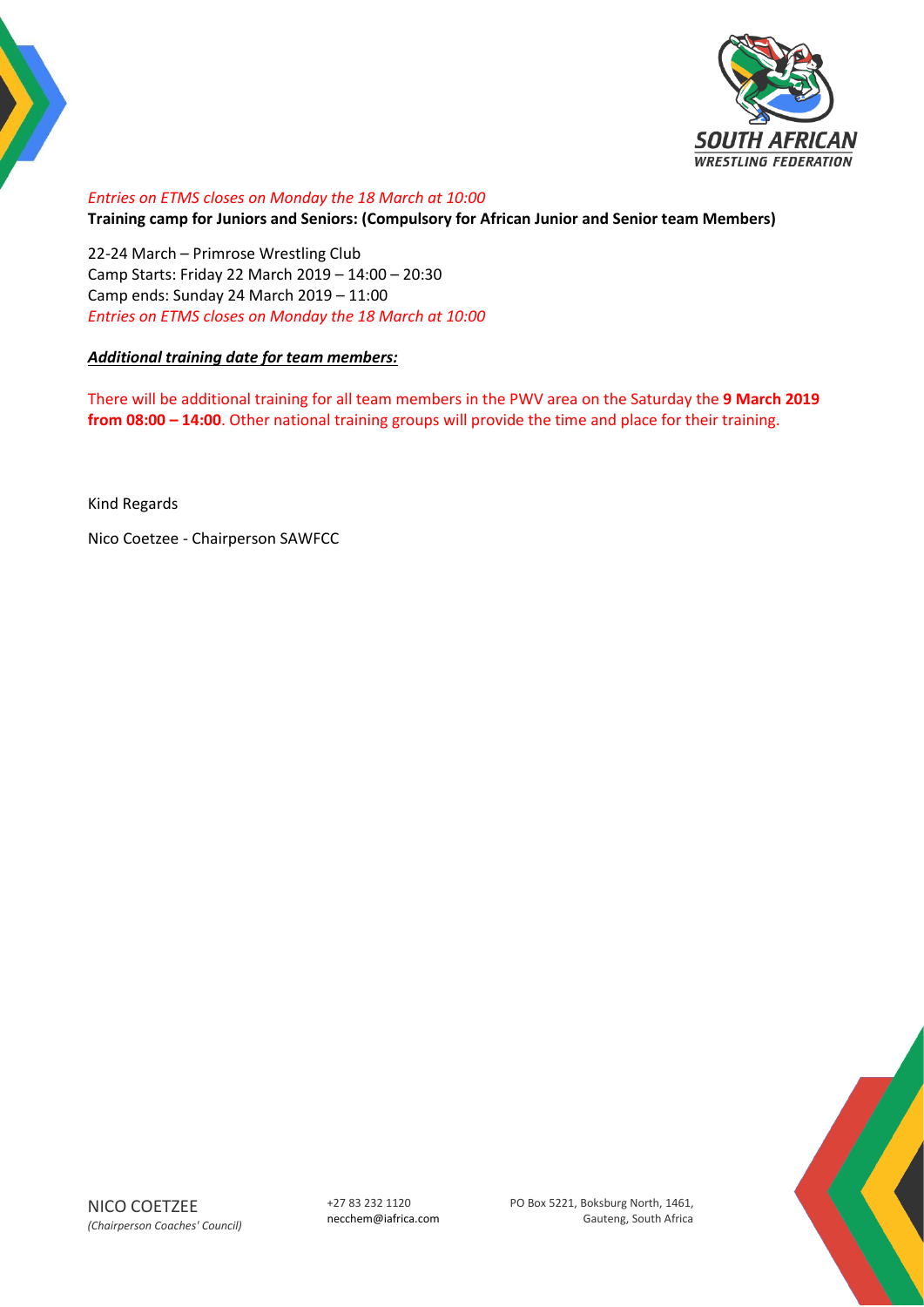*Entries on ETMS closes on Monday the 18 March at 10:00*

**Training camp for Juniors and Seniors: (Compulsory for African Junior and Senior team Members)**

22-24 March – Primrose Wrestling Club
Camp Starts: Friday 22 March 2019 – 14:00 – 20:30
Camp ends: Sunday 24 March 2019 – 11:00
*Entries on ETMS closes on Monday the 18 March at 10:00*

***Additional training date for team members:***

There will be additional training for all team members in the PWV area on the Saturday the **9 March 2019 from 08:00 – 14:00**. Other national training groups will provide the time and place for their training.

Kind Regards

Nico Coetzee - Chairperson SAWFCC

NICO COETZEE
*(Chairperson Coaches' Council)*

+27 83 232 1120
necchem@iafrica.com

PO Box 5221, Boksburg North, 1461,
Gauteng, South Africa